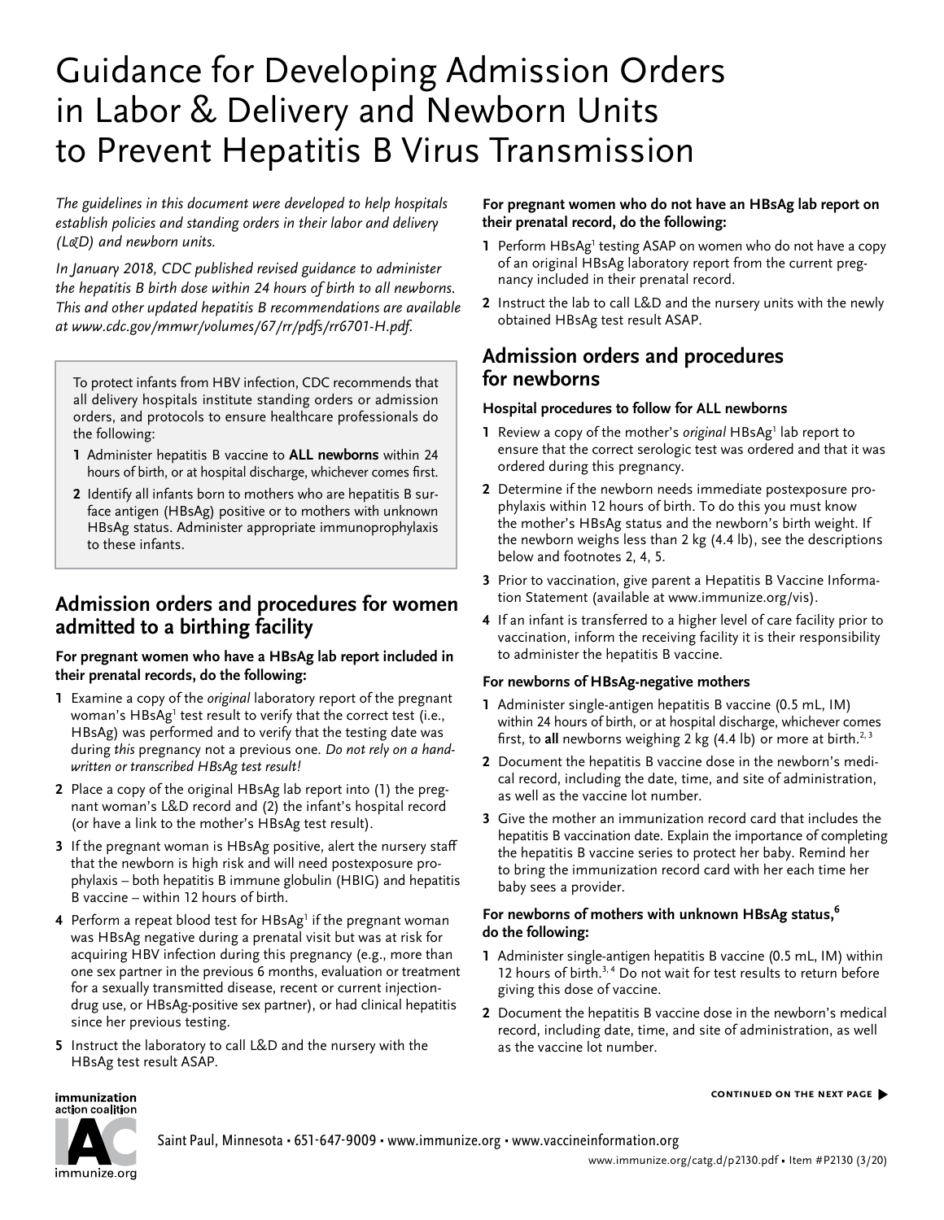# Guidance for Developing Admission Orders in Labor & Delivery and Newborn Units to Prevent Hepatitis B Virus Transmission

*The guidelines in this document were developed to help hospitals establish policies and standing orders in their labor and delivery (L&D) and newborn units.*

*In January 2018, CDC published revised guidance to administer the hepatitis B birth dose within 24 hours of birth to all newborns. This and other updated hepatitis B recommendations are available at www.cdc.gov/mmwr/volumes/67/rr/pdfs/rr6701-H.pdf.*

> To protect infants from HBV infection, CDC recommends that all delivery hospitals institute standing orders or admission orders, and protocols to ensure healthcare professionals do the following:
>
> 1. Administer hepatitis B vaccine to **ALL newborns** within 24 hours of birth, or at hospital discharge, whichever comes first.
> 2. Identify all infants born to mothers who are hepatitis B surface antigen (HBsAg) positive or to mothers with unknown HBsAg status. Administer appropriate immunoprophylaxis to these infants.

## Admission orders and procedures for women admitted to a birthing facility

### For pregnant women who have a HBsAg lab report included in their prenatal records, do the following:

1. Examine a copy of the *original* laboratory report of the pregnant woman's HBsAg[1] test result to verify that the correct test (i.e., HBsAg) was performed and to verify that the testing date was during *this* pregnancy not a previous one. *Do not rely on a handwritten or transcribed HBsAg test result!*
2. Place a copy of the original HBsAg lab report into (1) the pregnant woman's L&D record and (2) the infant's hospital record (or have a link to the mother's HBsAg test result).
3. If the pregnant woman is HBsAg positive, alert the nursery staff that the newborn is high risk and will need postexposure prophylaxis – both hepatitis B immune globulin (HBIG) and hepatitis B vaccine – within 12 hours of birth.
4. Perform a repeat blood test for HBsAg[1] if the pregnant woman was HBsAg negative during a prenatal visit but was at risk for acquiring HBV infection during this pregnancy (e.g., more than one sex partner in the previous 6 months, evaluation or treatment for a sexually transmitted disease, recent or current injection-drug use, or HBsAg-positive sex partner), or had clinical hepatitis since her previous testing.
5. Instruct the laboratory to call L&D and the nursery with the HBsAg test result ASAP.

### For pregnant women who do not have an HBsAg lab report on their prenatal record, do the following:

1. Perform HBsAg[1] testing ASAP on women who do not have a copy of an original HBsAg laboratory report from the current pregnancy included in their prenatal record.
2. Instruct the lab to call L&D and the nursery units with the newly obtained HBsAg test result ASAP.

## Admission orders and procedures for newborns

### Hospital procedures to follow for ALL newborns

1. Review a copy of the mother's *original* HBsAg[1] lab report to ensure that the correct serologic test was ordered and that it was ordered during this pregnancy.
2. Determine if the newborn needs immediate postexposure prophylaxis within 12 hours of birth. To do this you must know the mother's HBsAg status and the newborn's birth weight. If the newborn weighs less than 2 kg (4.4 lb), see the descriptions below and footnotes 2, 4, 5.
3. Prior to vaccination, give parent a Hepatitis B Vaccine Information Statement (available at www.immunize.org/vis).
4. If an infant is transferred to a higher level of care facility prior to vaccination, inform the receiving facility it is their responsibility to administer the hepatitis B vaccine.

### For newborns of HBsAg-negative mothers

1. Administer single-antigen hepatitis B vaccine (0.5 mL, IM) within 24 hours of birth, or at hospital discharge, whichever comes first, to **all** newborns weighing 2 kg (4.4 lb) or more at birth.[2, 3]
2. Document the hepatitis B vaccine dose in the newborn's medical record, including the date, time, and site of administration, as well as the vaccine lot number.
3. Give the mother an immunization record card that includes the hepatitis B vaccination date. Explain the importance of completing the hepatitis B vaccine series to protect her baby. Remind her to bring the immunization record card with her each time her baby sees a provider.

### For newborns of mothers with unknown HBsAg status,[6] do the following:

1. Administer single-antigen hepatitis B vaccine (0.5 mL, IM) within 12 hours of birth.[3, 4] Do not wait for test results to return before giving this dose of vaccine.
2. Document the hepatitis B vaccine dose in the newborn's medical record, including date, time, and site of administration, as well as the vaccine lot number.

**CONTINUED ON THE NEXT PAGE ▶**

immunization action coalition

immunize.org

Saint Paul, Minnesota • 651-647-9009 • www.immunize.org • www.vaccineinformation.org

www.immunize.org/catg.d/p2130.pdf • Item #P2130 (3/20)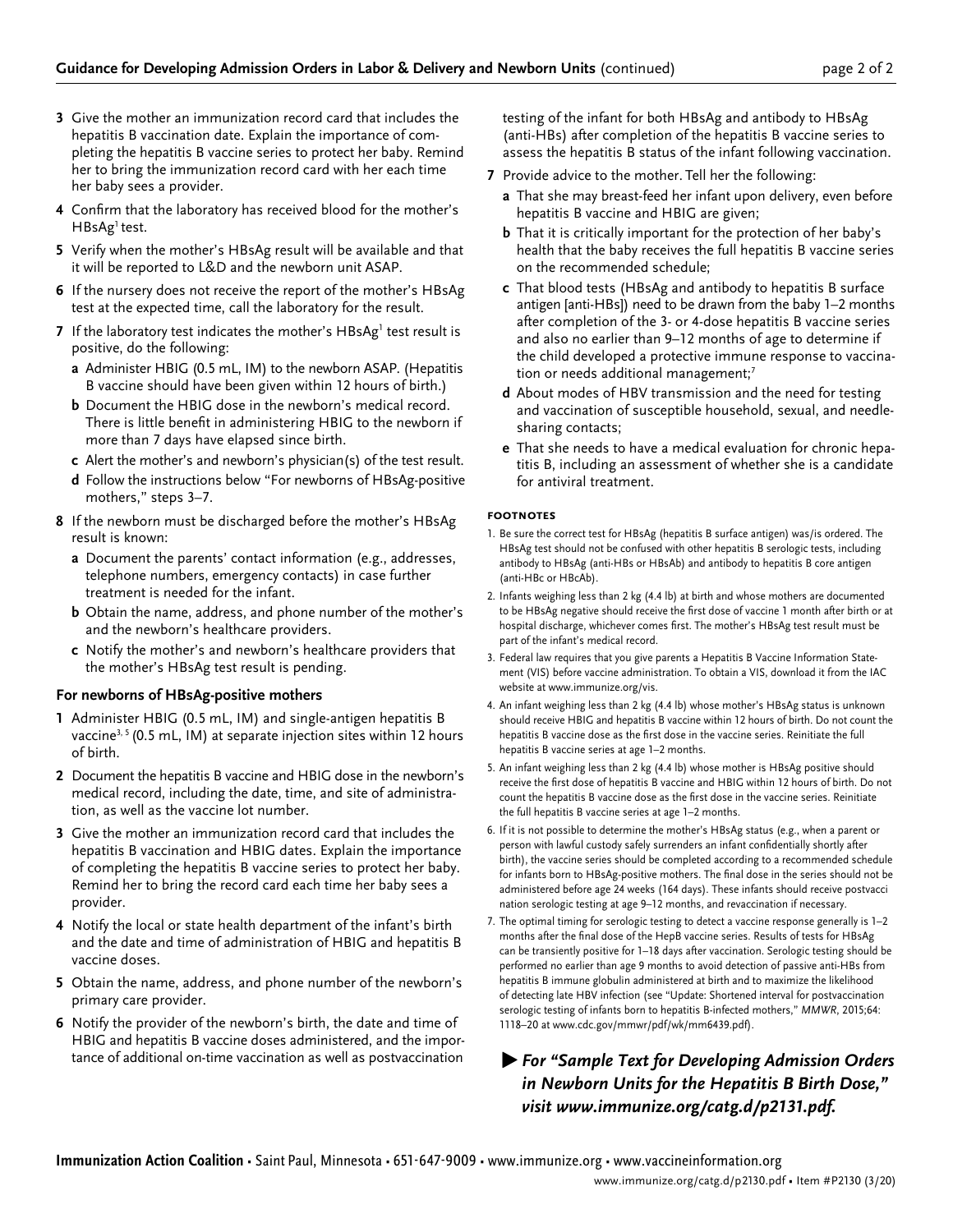3. Give the mother an immunization record card that includes the hepatitis B vaccination date. Explain the importance of completing the hepatitis B vaccine series to protect her baby. Remind her to bring the immunization record card with her each time her baby sees a provider.
4. Confirm that the laboratory has received blood for the mother's HBsAg[1] test.
5. Verify when the mother's HBsAg result will be available and that it will be reported to L&D and the newborn unit ASAP.
6. If the nursery does not receive the report of the mother's HBsAg test at the expected time, call the laboratory for the result.
7. If the laboratory test indicates the mother's HBsAg[1] test result is positive, do the following:
   - **a** Administer HBIG (0.5 mL, IM) to the newborn ASAP. (Hepatitis B vaccine should have been given within 12 hours of birth.)
   - **b** Document the HBIG dose in the newborn's medical record. There is little benefit in administering HBIG to the newborn if more than 7 days have elapsed since birth.
   - **c** Alert the mother's and newborn's physician(s) of the test result.
   - **d** Follow the instructions below "For newborns of HBsAg-positive mothers," steps 3–7.
8. If the newborn must be discharged before the mother's HBsAg result is known:
   - **a** Document the parents' contact information (e.g., addresses, telephone numbers, emergency contacts) in case further treatment is needed for the infant.
   - **b** Obtain the name, address, and phone number of the mother's and the newborn's healthcare providers.
   - **c** Notify the mother's and newborn's healthcare providers that the mother's HBsAg test result is pending.

### For newborns of HBsAg-positive mothers

1. Administer HBIG (0.5 mL, IM) and single-antigen hepatitis B vaccine[3, 5] (0.5 mL, IM) at separate injection sites within 12 hours of birth.
2. Document the hepatitis B vaccine and HBIG dose in the newborn's medical record, including the date, time, and site of administration, as well as the vaccine lot number.
3. Give the mother an immunization record card that includes the hepatitis B vaccination and HBIG dates. Explain the importance of completing the hepatitis B vaccine series to protect her baby. Remind her to bring the record card each time her baby sees a provider.
4. Notify the local or state health department of the infant's birth and the date and time of administration of HBIG and hepatitis B vaccine doses.
5. Obtain the name, address, and phone number of the newborn's primary care provider.
6. Notify the provider of the newborn's birth, the date and time of HBIG and hepatitis B vaccine doses administered, and the importance of additional on-time vaccination as well as postvaccination testing of the infant for both HBsAg and antibody to HBsAg (anti-HBs) after completion of the hepatitis B vaccine series to assess the hepatitis B status of the infant following vaccination.
7. Provide advice to the mother. Tell her the following:
   - **a** That she may breast-feed her infant upon delivery, even before hepatitis B vaccine and HBIG are given;
   - **b** That it is critically important for the protection of her baby's health that the baby receives the full hepatitis B vaccine series on the recommended schedule;
   - **c** That blood tests (HBsAg and antibody to hepatitis B surface antigen [anti-HBs]) need to be drawn from the baby 1–2 months after completion of the 3- or 4-dose hepatitis B vaccine series and also no earlier than 9–12 months of age to determine if the child developed a protective immune response to vaccination or needs additional management;[7]
   - **d** About modes of HBV transmission and the need for testing and vaccination of susceptible household, sexual, and needle-sharing contacts;
   - **e** That she needs to have a medical evaluation for chronic hepatitis B, including an assessment of whether she is a candidate for antiviral treatment.

#### FOOTNOTES

1. Be sure the correct test for HBsAg (hepatitis B surface antigen) was/is ordered. The HBsAg test should not be confused with other hepatitis B serologic tests, including antibody to HBsAg (anti-HBs or HBsAb) and antibody to hepatitis B core antigen (anti-HBc or HBcAb).
2. Infants weighing less than 2 kg (4.4 lb) at birth and whose mothers are documented to be HBsAg negative should receive the first dose of vaccine 1 month after birth or at hospital discharge, whichever comes first. The mother's HBsAg test result must be part of the infant's medical record.
3. Federal law requires that you give parents a Hepatitis B Vaccine Information Statement (VIS) before vaccine administration. To obtain a VIS, download it from the IAC website at www.immunize.org/vis.
4. An infant weighing less than 2 kg (4.4 lb) whose mother's HBsAg status is unknown should receive HBIG and hepatitis B vaccine within 12 hours of birth. Do not count the hepatitis B vaccine dose as the first dose in the vaccine series. Reinitiate the full hepatitis B vaccine series at age 1–2 months.
5. An infant weighing less than 2 kg (4.4 lb) whose mother is HBsAg positive should receive the first dose of hepatitis B vaccine and HBIG within 12 hours of birth. Do not count the hepatitis B vaccine dose as the first dose in the vaccine series. Reinitiate the full hepatitis B vaccine series at age 1–2 months.
6. If it is not possible to determine the mother's HBsAg status (e.g., when a parent or person with lawful custody safely surrenders an infant confidentially shortly after birth), the vaccine series should be completed according to a recommended schedule for infants born to HBsAg-positive mothers. The final dose in the series should not be administered before age 24 weeks (164 days). These infants should receive postvaccination serologic testing at age 9–12 months, and revaccination if necessary.
7. The optimal timing for serologic testing to detect a vaccine response generally is 1–2 months after the final dose of the HepB vaccine series. Results of tests for HBsAg can be transiently positive for 1–18 days after vaccination. Serologic testing should be performed no earlier than age 9 months to avoid detection of passive anti-HBs from hepatitis B immune globulin administered at birth and to maximize the likelihood of detecting late HBV infection (see "Update: Shortened interval for postvaccination serologic testing of infants born to hepatitis B-infected mothers," *MMWR*, 2015;64: 1118–20 at www.cdc.gov/mmwr/pdf/wk/mm6439.pdf).

***For "Sample Text for Developing Admission Orders in Newborn Units for the Hepatitis B Birth Dose," visit www.immunize.org/catg.d/p2131.pdf.***

**Immunization Action Coalition** • Saint Paul, Minnesota • 651-647-9009 • www.immunize.org • www.vaccineinformation.org

www.immunize.org/catg.d/p2130.pdf • Item #P2130 (3/20)